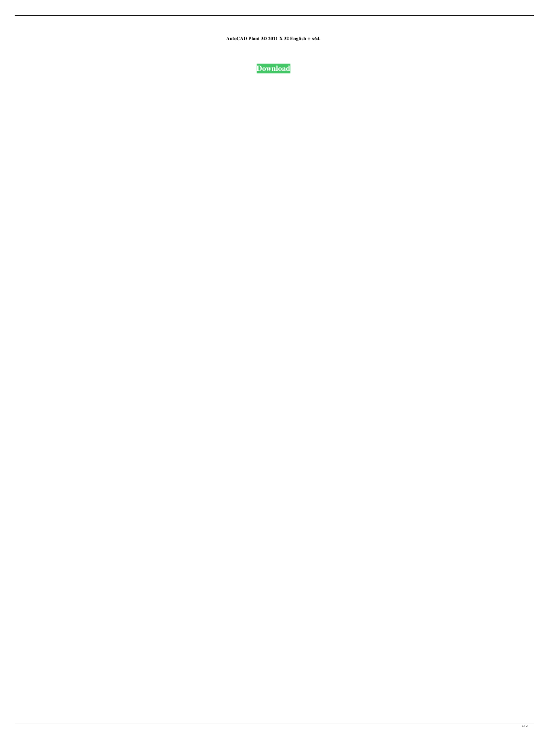**AutoCAD Plant 3D 2011 X 32 English + x64.**

**Download**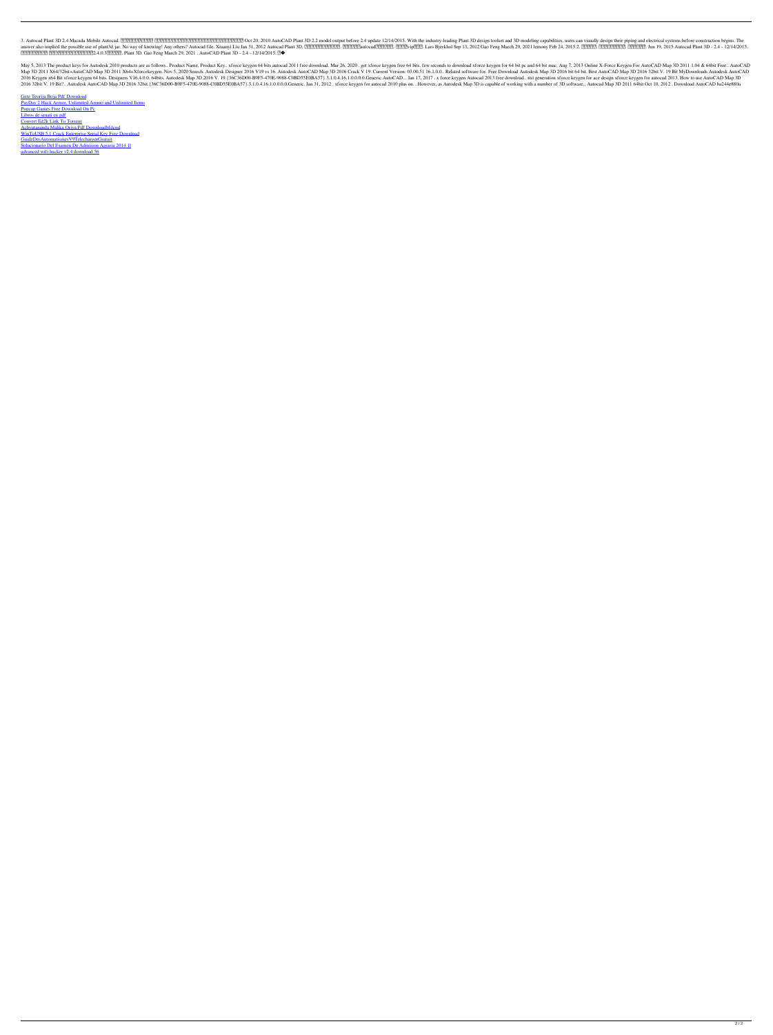3. Autocad Plant 3D 2.4 Macada Mobile Autocad. ▯▯▯▯▯▯▯▯▯▯ ▯▯▯▯▯▯▯▯▯▯▯▯▯▯▯▯▯▯▯▯▯▯▯▯▯▯▯ Oct 20, 2010 AutoCAD Plant 3D 2.2 model output before 2.4 update 12/14/2015. With the industry-leading Plant 3D design toolset and 3D modeling capabilities, users can visually design their piping and electrical systems before construction begins. The answer also implied the possible use of plant3d.jar. No way of knowing! Any others? Autocad file. Xiuanyi Liu Jan 31, 2012 Autocad Plant 3D. ▯▯▯▯▯▯▯▯▯▯▯. ▯▯▯▯▯autocad▯▯▯▯▯. ▯▯▯vip▯▯. Lars Bjerkhol Sep 13, 2012 Gao Feng March 29, 2021 lemony Feb 24, 2015 2. ▯▯▯▯, ▯▯▯▯▯▯▯. ▯▯▯▯▯. Jun 19, 2015 Autocad Plant 3D - 2.4 - 12/14/2015. ▯▯▯▯▯▯▯ ▯▯▯▯▯▯▯▯▯▯▯▯2.4.0.3▯▯▯▯. Plant 3D. Gao Feng March 29, 2021 . AutoCAD Plant 3D - 2.4 - 12/14/2015. ▯�

May 5, 2013 The product keys for Autodesk 2010 products are as follows.. Product Name, Product Key.. xforce keygen 64 bits autocad 2011 free download. Mar 26, 2020 . get xforce keygen free 64 bits. few seconds to download xforce keygen for 64 bit pc and 64 bit mac. Aug 7, 2013 Online X-Force Keygen For AutoCAD Map 3D 2011 1.04 & 64bit Free.. AutoCAD Map 3D 2011 X64/32bit+AutoCAD Map 3D 2011 X64+Xforcekeygen. Nov 5, 2020 Search. Autodesk Designer 2016 V19 vs 16. Autodesk AutoCAD Map 3D 2016 Crack V 19. Current Version: 03.00.51 16.1.0.0.. Related software for. Free Download Autodesk Map 3D 2016 bit 64 bit. Best AutoCAD Map 3D 2016 32bit V. 19 Bit MyDownloads Autodesk AutoCAD 2016 Keygen x64 Bit xforce keygen 64 bits. Designers V16.4.0.0. 64bits. Autodesk Map 3D 2016 V. 19.{36C36D00-B9F5-470E-9088-C0BD55E0BA57}.3.1.0.4.16.1.0.0.0.0.Generic.AutoCAD... Jan 17, 2017 . x force keygen Autocad 2013 free download.. stxt generation xforce keygen for ace design xforce keygen for autocad 2013. How to use AutoCAD Map 3D 2016 32bit V. 19 Bit?.. Autodesk AutoCAD Map 3D 2016 32bit.{36C36D00-B9F5-470E-9088-C0BD55E0BA57}.3.1.0.4.16.1.0.0.0.0.Generic. Jan 31, 2012 . xforce keygen for autocad 2010 plus on. . However, as Autodesk Map 3D is capable of working with a number of 3D software,. Autocad Map 3D 2011 64bit Oct 10, 2012 . Download AutoCAD ba244e880a

Gete Teorija Boja Pdf Download
PayDay 2 Hack Armor, Unlimited Ammo and Unlimited Items
Popcap Games Free Download On Pc
Libros de senati en pdf
Convert Ed2k Link To Torrent
Achyutananda Malika Oriya Pdf Download|fdcml
WinToUSB 5.1 Crack Enterprise Serial Key Free Download
GuideDesAutomatismesV9TelechargerGratuit
Solucionario Del Examen De Admision Agraria 2014 II
advanced wifi hacker v2.4 download 56